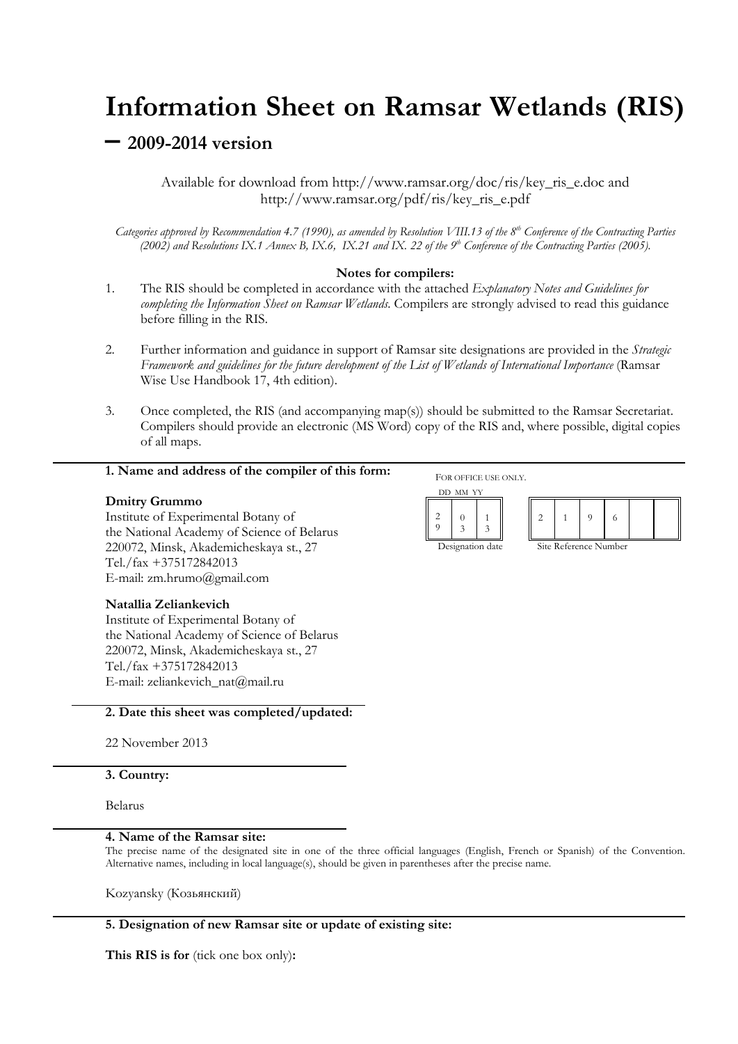# Information Sheet on Ramsar Wetlands (RIS)

## – 2009-2014 version

Available for download from http://www.ramsar.org/doc/ris/key_ris_e.doc and http://www.ramsar.org/pdf/ris/key_ris_e.pdf

*Categories approved by Recommendation 4.7 (1990), as amended by Resolution VIII.13 of the 8th Conference of the Contracting Parties (2002) and Resolutions IX.1 Annex B, IX.6, IX.21 and IX. 22 of the 9th Conference of the Contracting Parties (2005).*

**Notes for compilers:**

1. The RIS should be completed in accordance with the attached *Explanatory Notes and Guidelines for completing the Information Sheet on Ramsar Wetlands.* Compilers are strongly advised to read this guidance before filling in the RIS.

2. Further information and guidance in support of Ramsar site designations are provided in the *Strategic Framework and guidelines for the future development of the List of Wetlands of International Importance* (Ramsar Wise Use Handbook 17, 4th edition).

3. Once completed, the RIS (and accompanying map(s)) should be submitted to the Ramsar Secretariat. Compilers should provide an electronic (MS Word) copy of the RIS and, where possible, digital copies of all maps.

**1. Name and address of the compiler of this form:**

FOR OFFICE USE ONLY.

| DD | MM | YY |
|---|---|---|
| 29 | 03 | 13 |

Designation date

| 2 | 1 | 9 | 6 | | |
|---|---|---|---|---|---|

Site Reference Number

**Dmitry Grummo**
Institute of Experimental Botany of
the National Academy of Science of Belarus
220072, Minsk, Akademicheskaya st., 27
Tel./fax +375172842013
E-mail: zm.hrumo@gmail.com

**Natallia Zeliankevich**
Institute of Experimental Botany of
the National Academy of Science of Belarus
220072, Minsk, Akademicheskaya st., 27
Tel./fax +375172842013
E-mail: zeliankevich_nat@mail.ru

**2. Date this sheet was completed/updated:**

22 November 2013

**3. Country:**

Belarus

**4. Name of the Ramsar site:**

The precise name of the designated site in one of the three official languages (English, French or Spanish) of the Convention. Alternative names, including in local language(s), should be given in parentheses after the precise name.

Kozyansky (Козьянский)

**5. Designation of new Ramsar site or update of existing site:**

**This RIS is for** (tick one box only)**:**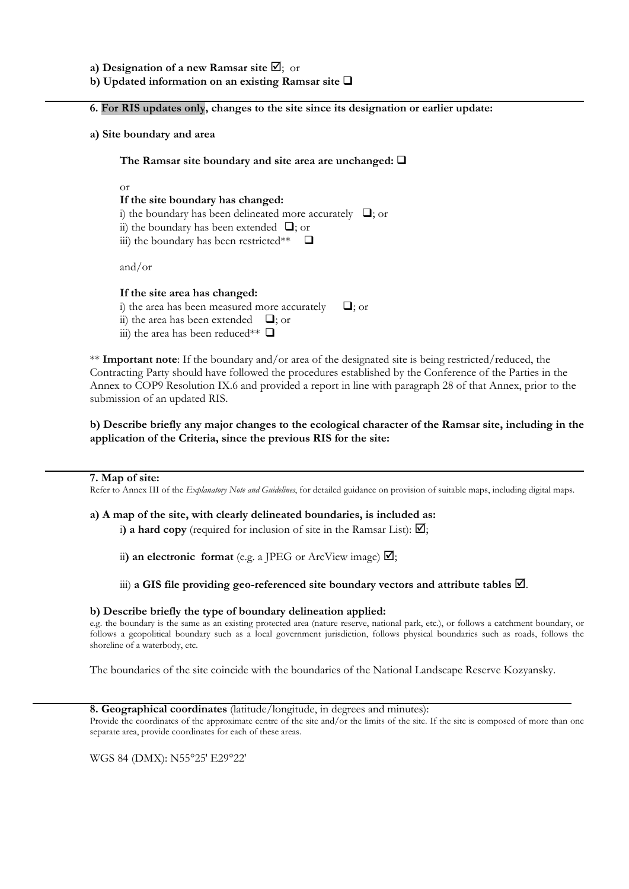**a) Designation of a new Ramsar site** ☑; or
**b) Updated information on an existing Ramsar site** ❑

---

**6. For RIS updates only, changes to the site since its designation or earlier update:**

**a) Site boundary and area**

**The Ramsar site boundary and site area are unchanged:** ❑

or

**If the site boundary has changed:**
i) the boundary has been delineated more accurately ❑; or
ii) the boundary has been extended ❑; or
iii) the boundary has been restricted** ❑

and/or

**If the site area has changed:**
i) the area has been measured more accurately ❑; or
ii) the area has been extended ❑; or
iii) the area has been reduced** ❑

** **Important note**: If the boundary and/or area of the designated site is being restricted/reduced, the Contracting Party should have followed the procedures established by the Conference of the Parties in the Annex to COP9 Resolution IX.6 and provided a report in line with paragraph 28 of that Annex, prior to the submission of an updated RIS.

**b) Describe briefly any major changes to the ecological character of the Ramsar site, including in the application of the Criteria, since the previous RIS for the site:**

---

**7. Map of site:**
Refer to Annex III of the *Explanatory Note and Guidelines*, for detailed guidance on provision of suitable maps, including digital maps.

**a) A map of the site, with clearly delineated boundaries, is included as:**

i**) a hard copy** (required for inclusion of site in the Ramsar List): ☑;

ii**) an electronic format** (e.g. a JPEG or ArcView image) ☑;

iii) **a GIS file providing geo-referenced site boundary vectors and attribute tables** ☑.

**b) Describe briefly the type of boundary delineation applied:**
e.g. the boundary is the same as an existing protected area (nature reserve, national park, etc.), or follows a catchment boundary, or follows a geopolitical boundary such as a local government jurisdiction, follows physical boundaries such as roads, follows the shoreline of a waterbody, etc.

The boundaries of the site coincide with the boundaries of the National Landscape Reserve Kozyansky.

---

**8. Geographical coordinates** (latitude/longitude, in degrees and minutes):
Provide the coordinates of the approximate centre of the site and/or the limits of the site. If the site is composed of more than one separate area, provide coordinates for each of these areas.

WGS 84 (DMX): N55°25' E29°22'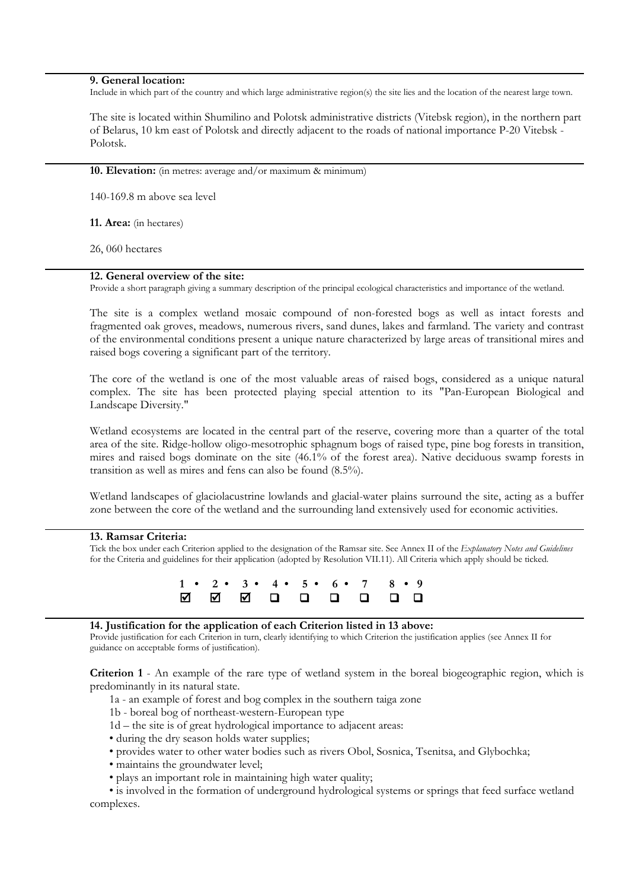**9. General location:**
Include in which part of the country and which large administrative region(s) the site lies and the location of the nearest large town.

The site is located within Shumilino and Polotsk administrative districts (Vitebsk region), in the northern part of Belarus, 10 km east of Polotsk and directly adjacent to the roads of national importance P-20 Vitebsk - Polotsk.

**10. Elevation:** (in metres: average and/or maximum & minimum)

140-169.8 m above sea level

**11. Area:** (in hectares)

26, 060 hectares

**12. General overview of the site:**
Provide a short paragraph giving a summary description of the principal ecological characteristics and importance of the wetland.

The site is a complex wetland mosaic compound of non-forested bogs as well as intact forests and fragmented oak groves, meadows, numerous rivers, sand dunes, lakes and farmland. The variety and contrast of the environmental conditions present a unique nature characterized by large areas of transitional mires and raised bogs covering a significant part of the territory.

The core of the wetland is one of the most valuable areas of raised bogs, considered as a unique natural complex. The site has been protected playing special attention to its "Pan-European Biological and Landscape Diversity."

Wetland ecosystems are located in the central part of the reserve, covering more than a quarter of the total area of the site. Ridge-hollow oligo-mesotrophic sphagnum bogs of raised type, pine bog forests in transition, mires and raised bogs dominate on the site (46.1% of the forest area). Native deciduous swamp forests in transition as well as mires and fens can also be found (8.5%).

Wetland landscapes of glaciolacustrine lowlands and glacial-water plains surround the site, acting as a buffer zone between the core of the wetland and the surrounding land extensively used for economic activities.

**13. Ramsar Criteria:**
Tick the box under each Criterion applied to the designation of the Ramsar site. See Annex II of the *Explanatory Notes and Guidelines* for the Criteria and guidelines for their application (adopted by Resolution VII.11). All Criteria which apply should be ticked.

| 1 • | 2 • | 3 • | 4 • | 5 • | 6 • | 7 | 8 • | 9 |
|---|---|---|---|---|---|---|---|---|
| ☑ | ☑ | ☑ | ❑ | ❑ | ❑ | ❑ | ❑ | ❑ |

**14. Justification for the application of each Criterion listed in 13 above:**
Provide justification for each Criterion in turn, clearly identifying to which Criterion the justification applies (see Annex II for guidance on acceptable forms of justification).

**Criterion 1** - An example of the rare type of wetland system in the boreal biogeographic region, which is predominantly in its natural state.

1a - an example of forest and bog complex in the southern taiga zone

1b - boreal bog of northeast-western-European type

1d – the site is of great hydrological importance to adjacent areas:

- during the dry season holds water supplies;
- provides water to other water bodies such as rivers Obol, Sosnica, Tsenitsa, and Glybochka;
- maintains the groundwater level;
- plays an important role in maintaining high water quality;
- is involved in the formation of underground hydrological systems or springs that feed surface wetland complexes.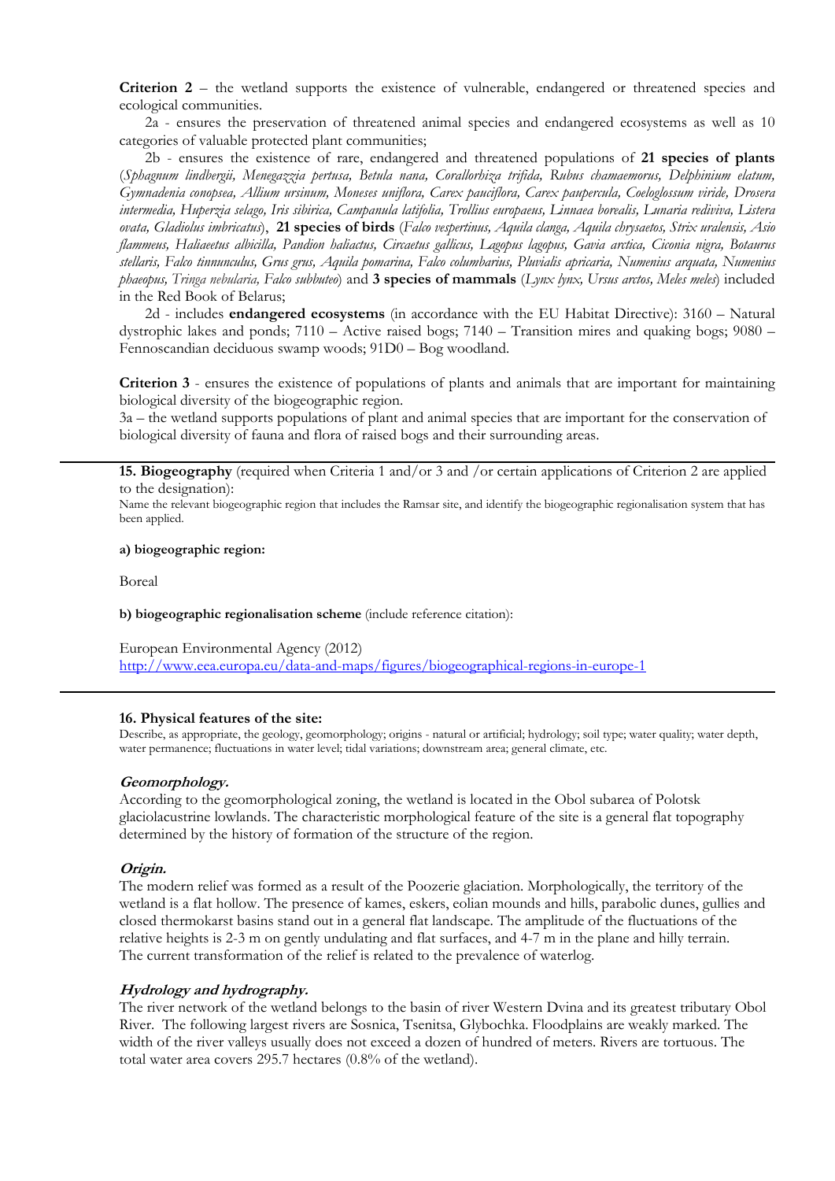**Criterion 2** – the wetland supports the existence of vulnerable, endangered or threatened species and ecological communities.

2a - ensures the preservation of threatened animal species and endangered ecosystems as well as 10 categories of valuable protected plant communities;

2b - ensures the existence of rare, endangered and threatened populations of **21 species of plants** (*Sphagnum lindbergii, Menegazzia pertusa, Betula nana, Corallorhiza trifida, Rubus chamaemorus, Delphinium elatum, Gymnadenia conopsea, Allium ursinum, Moneses uniflora, Carex pauciflora, Carex paupercula, Coeloglossum viride, Drosera intermedia, Huperzia selago, Iris sibirica, Campanula latifolia, Trollius europaeus, Linnaea borealis, Lunaria rediviva, Listera ovata, Gladiolus imbricatus*), **21 species of birds** (*Falco vespertinus, Aquila clanga, Aquila chrysaetos, Strix uralensis, Asio flammeus, Haliaeetus albicilla, Pandion haliactus, Circaetus gallicus, Lagopus lagopus, Gavia arctica, Ciconia nigra, Botaurus stellaris, Falco tinnunculus, Grus grus, Aquila pomarina, Falco columbarius, Pluvialis apricaria, Numenius arquata, Numenius phaeopus, Tringa nebularia, Falco subbuteo*) and **3 species of mammals** (*Lynx lynx, Ursus arctos, Meles meles*) included in the Red Book of Belarus;

2d - includes **endangered ecosystems** (in accordance with the EU Habitat Directive): 3160 – Natural dystrophic lakes and ponds; 7110 – Active raised bogs; 7140 – Transition mires and quaking bogs; 9080 – Fennoscandian deciduous swamp woods; 91D0 – Bog woodland.

**Criterion 3** - ensures the existence of populations of plants and animals that are important for maintaining biological diversity of the biogeographic region.

3a – the wetland supports populations of plant and animal species that are important for the conservation of biological diversity of fauna and flora of raised bogs and their surrounding areas.

---

**15. Biogeography** (required when Criteria 1 and/or 3 and /or certain applications of Criterion 2 are applied to the designation):

Name the relevant biogeographic region that includes the Ramsar site, and identify the biogeographic regionalisation system that has been applied.

**a) biogeographic region:**

Boreal

**b) biogeographic regionalisation scheme** (include reference citation):

European Environmental Agency (2012)
http://www.eea.europa.eu/data-and-maps/figures/biogeographical-regions-in-europe-1

---

**16. Physical features of the site:**

Describe, as appropriate, the geology, geomorphology; origins - natural or artificial; hydrology; soil type; water quality; water depth, water permanence; fluctuations in water level; tidal variations; downstream area; general climate, etc.

***Geomorphology.***

According to the geomorphological zoning, the wetland is located in the Obol subarea of Polotsk glaciolacustrine lowlands. The characteristic morphological feature of the site is a general flat topography determined by the history of formation of the structure of the region.

***Origin.***

The modern relief was formed as a result of the Poozerie glaciation. Morphologically, the territory of the wetland is a flat hollow. The presence of kames, eskers, eolian mounds and hills, parabolic dunes, gullies and closed thermokarst basins stand out in a general flat landscape. The amplitude of the fluctuations of the relative heights is 2-3 m on gently undulating and flat surfaces, and 4-7 m in the plane and hilly terrain. The current transformation of the relief is related to the prevalence of waterlog.

***Hydrology and hydrography.***

The river network of the wetland belongs to the basin of river Western Dvina and its greatest tributary Obol River. The following largest rivers are Sosnica, Tsenitsa, Glybochka. Floodplains are weakly marked. The width of the river valleys usually does not exceed a dozen of hundred of meters. Rivers are tortuous. The total water area covers 295.7 hectares (0.8% of the wetland).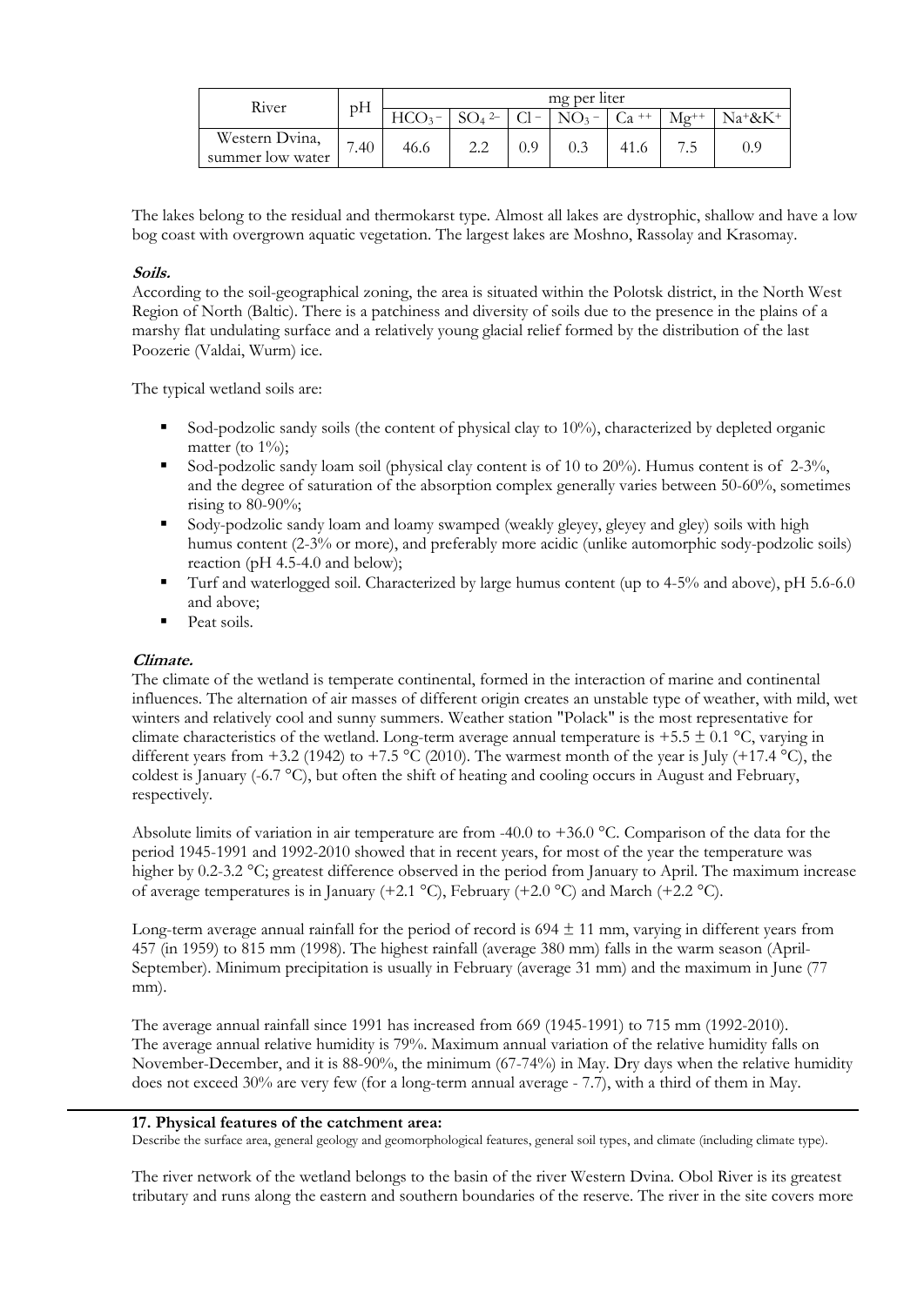| River | pH | mg per liter | | | | | | |
|---|---|---|---|---|---|---|---|---|
| | | $HCO_3^-$ | $SO_4^{2-}$ | $Cl^-$ | $NO_3^-$ | $Ca^{++}$ | $Mg^{++}$ | $Na^+$&$K^+$ |
| Western Dvina, summer low water | 7.40 | 46.6 | 2.2 | 0.9 | 0.3 | 41.6 | 7.5 | 0.9 |

The lakes belong to the residual and thermokarst type. Almost all lakes are dystrophic, shallow and have a low bog coast with overgrown aquatic vegetation. The largest lakes are Moshno, Rassolay and Krasomay.

***Soils.***

According to the soil-geographical zoning, the area is situated within the Polotsk district, in the North West Region of North (Baltic). There is a patchiness and diversity of soils due to the presence in the plains of a marshy flat undulating surface and a relatively young glacial relief formed by the distribution of the last Poozerie (Valdai, Wurm) ice.

The typical wetland soils are:

- Sod-podzolic sandy soils (the content of physical clay to 10%), characterized by depleted organic matter (to 1%);
- Sod-podzolic sandy loam soil (physical clay content is of 10 to 20%). Humus content is of 2-3%, and the degree of saturation of the absorption complex generally varies between 50-60%, sometimes rising to 80-90%;
- Sody-podzolic sandy loam and loamy swamped (weakly gleyey, gleyey and gley) soils with high humus content (2-3% or more), and preferably more acidic (unlike automorphic sody-podzolic soils) reaction (pH 4.5-4.0 and below);
- Turf and waterlogged soil. Characterized by large humus content (up to 4-5% and above), pH 5.6-6.0 and above;
- Peat soils.

***Climate.***

The climate of the wetland is temperate continental, formed in the interaction of marine and continental influences. The alternation of air masses of different origin creates an unstable type of weather, with mild, wet winters and relatively cool and sunny summers. Weather station "Polack" is the most representative for climate characteristics of the wetland. Long-term average annual temperature is +5.5 ± 0.1 °C, varying in different years from +3.2 (1942) to +7.5 °C (2010). The warmest month of the year is July (+17.4 °C), the coldest is January (-6.7 °C), but often the shift of heating and cooling occurs in August and February, respectively.

Absolute limits of variation in air temperature are from -40.0 to +36.0 °C. Comparison of the data for the period 1945-1991 and 1992-2010 showed that in recent years, for most of the year the temperature was higher by 0.2-3.2 °C; greatest difference observed in the period from January to April. The maximum increase of average temperatures is in January (+2.1 °C), February (+2.0 °C) and March (+2.2 °C).

Long-term average annual rainfall for the period of record is 694 ± 11 mm, varying in different years from 457 (in 1959) to 815 mm (1998). The highest rainfall (average 380 mm) falls in the warm season (April-September). Minimum precipitation is usually in February (average 31 mm) and the maximum in June (77 mm).

The average annual rainfall since 1991 has increased from 669 (1945-1991) to 715 mm (1992-2010). The average annual relative humidity is 79%. Maximum annual variation of the relative humidity falls on November-December, and it is 88-90%, the minimum (67-74%) in May. Dry days when the relative humidity does not exceed 30% are very few (for a long-term annual average - 7.7), with a third of them in May.

**17. Physical features of the catchment area:**

Describe the surface area, general geology and geomorphological features, general soil types, and climate (including climate type).

The river network of the wetland belongs to the basin of the river Western Dvina. Obol River is its greatest tributary and runs along the eastern and southern boundaries of the reserve. The river in the site covers more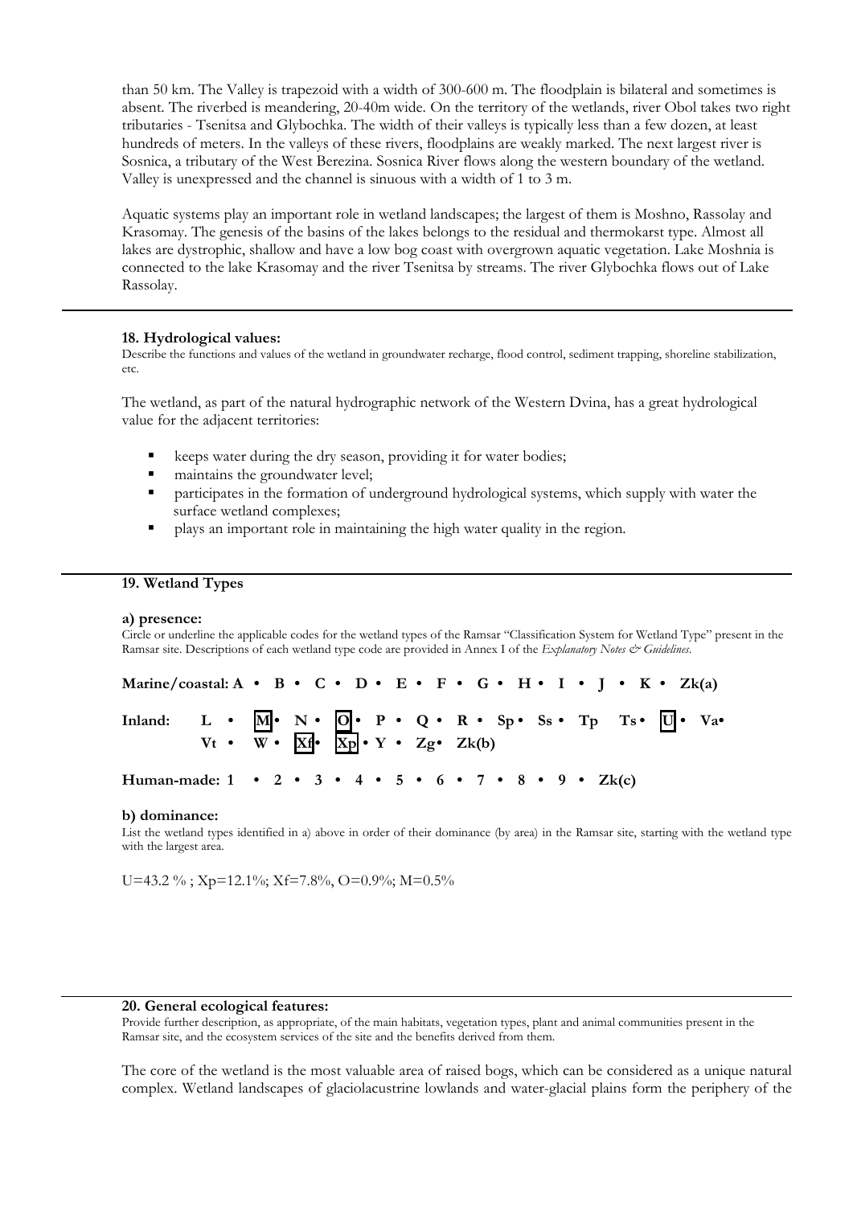than 50 km. The Valley is trapezoid with a width of 300-600 m. The floodplain is bilateral and sometimes is absent. The riverbed is meandering, 20-40m wide. On the territory of the wetlands, river Obol takes two right tributaries - Tsenitsa and Glybochka. The width of their valleys is typically less than a few dozen, at least hundreds of meters. In the valleys of these rivers, floodplains are weakly marked. The next largest river is Sosnica, a tributary of the West Berezina. Sosnica River flows along the western boundary of the wetland. Valley is unexpressed and the channel is sinuous with a width of 1 to 3 m.

Aquatic systems play an important role in wetland landscapes; the largest of them is Moshno, Rassolay and Krasomay. The genesis of the basins of the lakes belongs to the residual and thermokarst type. Almost all lakes are dystrophic, shallow and have a low bog coast with overgrown aquatic vegetation. Lake Moshnia is connected to the lake Krasomay and the river Tsenitsa by streams. The river Glybochka flows out of Lake Rassolay.

---

**18. Hydrological values:**

Describe the functions and values of the wetland in groundwater recharge, flood control, sediment trapping, shoreline stabilization, etc.

The wetland, as part of the natural hydrographic network of the Western Dvina, has a great hydrological value for the adjacent territories:

- keeps water during the dry season, providing it for water bodies;
- maintains the groundwater level;
- participates in the formation of underground hydrological systems, which supply with water the surface wetland complexes;
- plays an important role in maintaining the high water quality in the region.

---

**19. Wetland Types**

**a) presence:**

Circle or underline the applicable codes for the wetland types of the Ramsar "Classification System for Wetland Type" present in the Ramsar site. Descriptions of each wetland type code are provided in Annex I of the *Explanatory Notes & Guidelines*.

**Marine/coastal: A • B • C • D • E • F • G • H • I • J • K • Zk(a)**

**Inland: L • [M] • N • [O] • P • Q • R • Sp • Ss • Tp Ts • [U] • Va• Vt • W • [Xf] • [Xp] • Y • Zg• Zk(b)**

**Human-made: 1 • 2 • 3 • 4 • 5 • 6 • 7 • 8 • 9 • Zk(c)**

**b) dominance:**

List the wetland types identified in a) above in order of their dominance (by area) in the Ramsar site, starting with the wetland type with the largest area.

U=43.2 % ; Xp=12.1%; Xf=7.8%, O=0.9%; M=0.5%

---

**20. General ecological features:**

Provide further description, as appropriate, of the main habitats, vegetation types, plant and animal communities present in the Ramsar site, and the ecosystem services of the site and the benefits derived from them.

The core of the wetland is the most valuable area of raised bogs, which can be considered as a unique natural complex. Wetland landscapes of glaciolacustrine lowlands and water-glacial plains form the periphery of the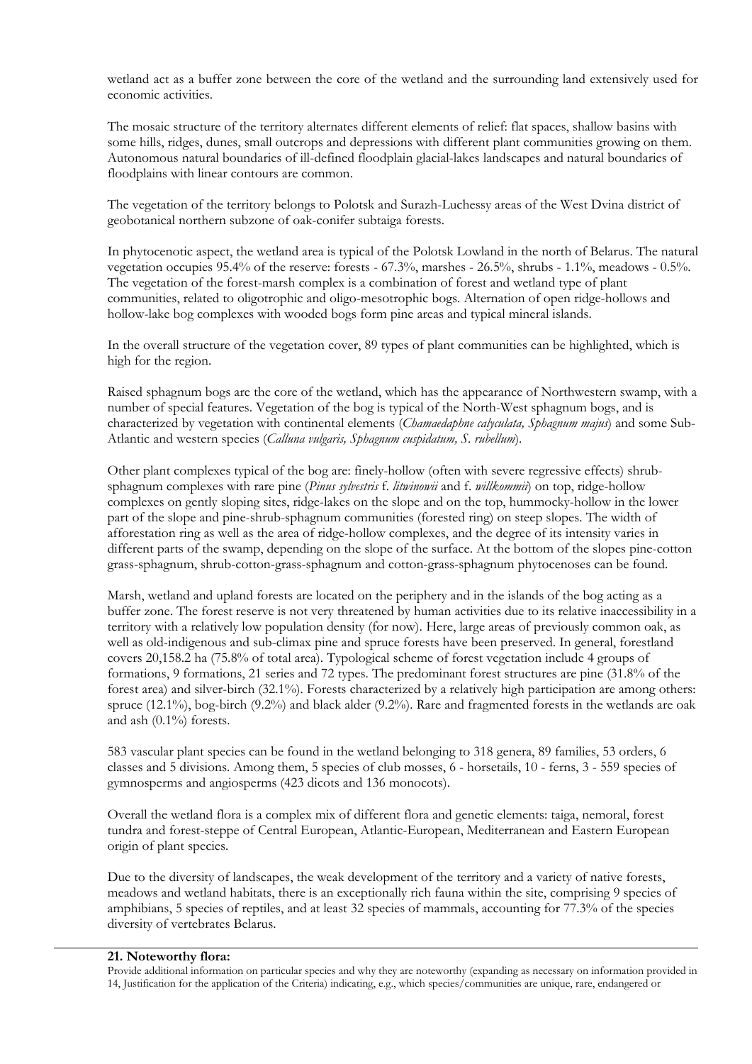wetland act as a buffer zone between the core of the wetland and the surrounding land extensively used for economic activities.

The mosaic structure of the territory alternates different elements of relief: flat spaces, shallow basins with some hills, ridges, dunes, small outcrops and depressions with different plant communities growing on them. Autonomous natural boundaries of ill-defined floodplain glacial-lakes landscapes and natural boundaries of floodplains with linear contours are common.

The vegetation of the territory belongs to Polotsk and Surazh-Luchessy areas of the West Dvina district of geobotanical northern subzone of oak-conifer subtaiga forests.

In phytocenotic aspect, the wetland area is typical of the Polotsk Lowland in the north of Belarus. The natural vegetation occupies 95.4% of the reserve: forests - 67.3%, marshes - 26.5%, shrubs - 1.1%, meadows - 0.5%. The vegetation of the forest-marsh complex is a combination of forest and wetland type of plant communities, related to oligotrophic and oligo-mesotrophic bogs. Alternation of open ridge-hollows and hollow-lake bog complexes with wooded bogs form pine areas and typical mineral islands.

In the overall structure of the vegetation cover, 89 types of plant communities can be highlighted, which is high for the region.

Raised sphagnum bogs are the core of the wetland, which has the appearance of Northwestern swamp, with a number of special features. Vegetation of the bog is typical of the North-West sphagnum bogs, and is characterized by vegetation with continental elements (*Chamaedaphne calyculata, Sphagnum majus*) and some Sub-Atlantic and western species (*Calluna vulgaris, Sphagnum cuspidatum, S. rubellum*).

Other plant complexes typical of the bog are: finely-hollow (often with severe regressive effects) shrub-sphagnum complexes with rare pine (*Pinus sylvestris* f. *litwinowii* and f. *willkommii*) on top, ridge-hollow complexes on gently sloping sites, ridge-lakes on the slope and on the top, hummocky-hollow in the lower part of the slope and pine-shrub-sphagnum communities (forested ring) on steep slopes. The width of afforestation ring as well as the area of ridge-hollow complexes, and the degree of its intensity varies in different parts of the swamp, depending on the slope of the surface. At the bottom of the slopes pine-cotton grass-sphagnum, shrub-cotton-grass-sphagnum and cotton-grass-sphagnum phytocenoses can be found.

Marsh, wetland and upland forests are located on the periphery and in the islands of the bog acting as a buffer zone. The forest reserve is not very threatened by human activities due to its relative inaccessibility in a territory with a relatively low population density (for now). Here, large areas of previously common oak, as well as old-indigenous and sub-climax pine and spruce forests have been preserved. In general, forestland covers 20,158.2 ha (75.8% of total area). Typological scheme of forest vegetation include 4 groups of formations, 9 formations, 21 series and 72 types. The predominant forest structures are pine (31.8% of the forest area) and silver-birch (32.1%). Forests characterized by a relatively high participation are among others: spruce (12.1%), bog-birch (9.2%) and black alder (9.2%). Rare and fragmented forests in the wetlands are oak and ash (0.1%) forests.

583 vascular plant species can be found in the wetland belonging to 318 genera, 89 families, 53 orders, 6 classes and 5 divisions. Among them, 5 species of club mosses, 6 - horsetails, 10 - ferns, 3 - 559 species of gymnosperms and angiosperms (423 dicots and 136 monocots).

Overall the wetland flora is a complex mix of different flora and genetic elements: taiga, nemoral, forest tundra and forest-steppe of Central European, Atlantic-European, Mediterranean and Eastern European origin of plant species.

Due to the diversity of landscapes, the weak development of the territory and a variety of native forests, meadows and wetland habitats, there is an exceptionally rich fauna within the site, comprising 9 species of amphibians, 5 species of reptiles, and at least 32 species of mammals, accounting for 77.3% of the species diversity of vertebrates Belarus.

**21. Noteworthy flora:**

Provide additional information on particular species and why they are noteworthy (expanding as necessary on information provided in 14, Justification for the application of the Criteria) indicating, e.g., which species/communities are unique, rare, endangered or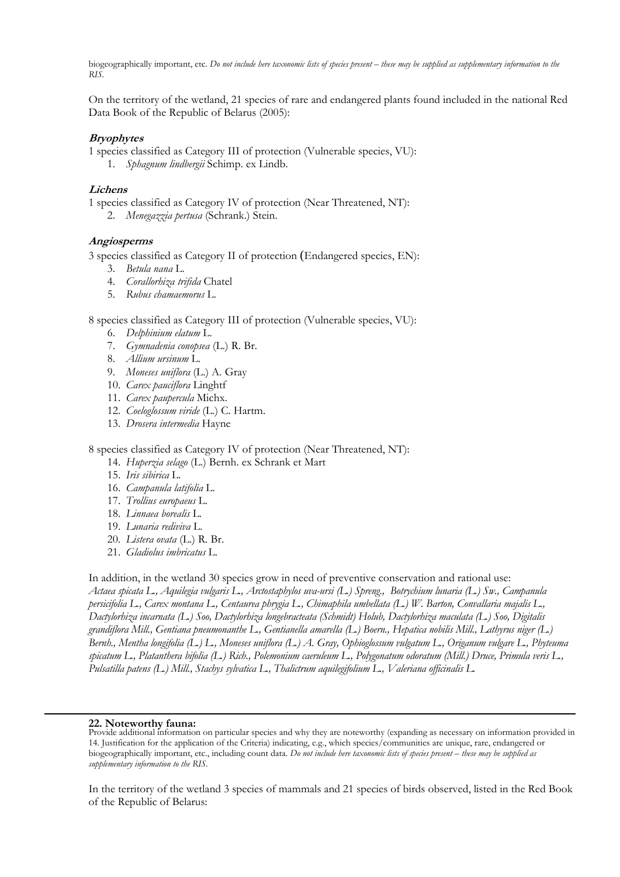biogeographically important, etc. *Do not include here taxonomic lists of species present – these may be supplied as supplementary information to the RIS.*

On the territory of the wetland, 21 species of rare and endangered plants found included in the national Red Data Book of the Republic of Belarus (2005):

***Bryophytes***

1 species classified as Category III of protection (Vulnerable species, VU):

1. *Sphagnum lindbergii* Schimp. ex Lindb.

***Lichens***

1 species classified as Category IV of protection (Near Threatened, NT):

2. *Menegazzia pertusa* (Schrank.) Stein.

***Angiosperms***

3 species classified as Category II of protection (Endangered species, EN):

3. *Betula nana* L.
4. *Corallorhiza trifida* Chatel
5. *Rubus chamaemorus* L.

8 species classified as Category III of protection (Vulnerable species, VU):

6. *Delphinium elatum* L.
7. *Gymnadenia conopsea* (L.) R. Br.
8. *Allium ursinum* L.
9. *Moneses uniflora* (L.) A. Gray
10. *Carex pauciflora* Linghtf
11. *Carex paupercula* Michx.
12. *Coeloglossum viride* (L.) C. Hartm.
13. *Drosera intermedia* Hayne

8 species classified as Category IV of protection (Near Threatened, NT):

14. *Huperzia selago* (L.) Bernh. ex Schrank et Mart
15. *Iris sibirica* L.
16. *Campanula latifolia* L.
17. *Trollius europaeus* L.
18. *Linnaea borealis* L.
19. *Lunaria rediviva* L.
20. *Listera ovata* (L.) R. Br.
21. *Gladiolus imbricatus* L.

In addition, in the wetland 30 species grow in need of preventive conservation and rational use:
*Actaea spicata L., Aquilegia vulgaris L., Arctostaphylos uva-ursi (L.) Spreng., Botrychium lunaria (L.) Sw., Campanula persicifolia L., Carex montana L., Centaurea phrygia L., Chimaphila umbellata (L.) W. Barton, Convallaria majalis L., Dactylorhiza incarnata (L.) Soo, Dactylorhiza longebracteata (Schmidt) Holub, Dactylorhiza maculata (L.) Soo, Digitalis grandiflora Mill., Gentiana pneumonanthe L., Gentianella amarella (L.) Boern., Hepatica nobilis Mill., Lathyrus niger (L.) Bernh., Mentha longifolia (L.) L., Moneses uniflora (L.) A. Gray, Ophioglossum vulgatum L., Origanum vulgare L., Phyteuma spicatum L., Platanthera bifolia (L.) Rich., Polemonium caeruleum L., Polygonatum odoratum (Mill.) Druce, Primula veris L., Pulsatilla patens (L.) Mill., Stachys sylvatica L., Thalictrum aquilegifolium L., Valeriana officinalis L.*

---

**22. Noteworthy fauna:**

Provide additional information on particular species and why they are noteworthy (expanding as necessary on information provided in 14. Justification for the application of the Criteria) indicating, e.g., which species/communities are unique, rare, endangered or biogeographically important, etc., including count data. *Do not include here taxonomic lists of species present – these may be supplied as supplementary information to the RIS.*

In the territory of the wetland 3 species of mammals and 21 species of birds observed, listed in the Red Book of the Republic of Belarus: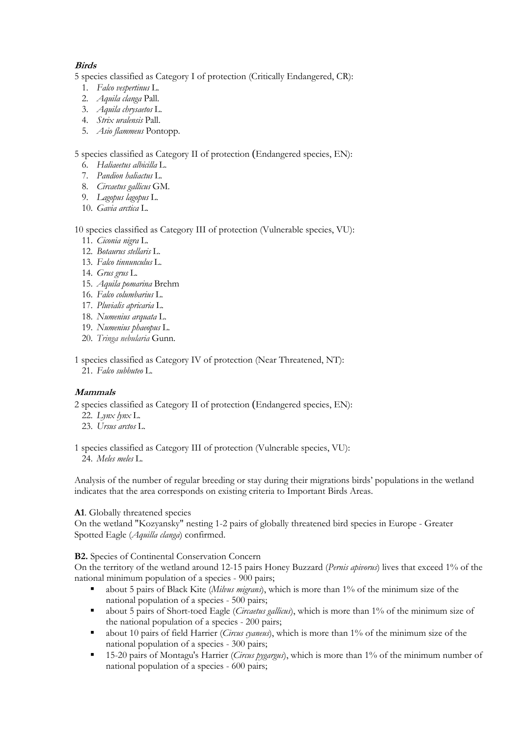### *Birds*

5 species classified as Category I of protection (Critically Endangered, CR):

1. *Falco vespertinus* L.
2. *Aquila clanga* Pall.
3. *Aquila chrysaetos* L.
4. *Strix uralensis* Pall.
5. *Asio flammeus* Pontopp.

5 species classified as Category II of protection (Endangered species, EN):

6. *Haliaeetus albicilla* L.
7. *Pandion haliactus* L.
8. *Circaetus gallicus* GM.
9. *Lagopus lagopus* L.
10. *Gavia arctica* L.

10 species classified as Category III of protection (Vulnerable species, VU):

11. *Ciconia nigra* L.
12. *Botaurus stellaris* L.
13. *Falco tinnunculus* L.
14. *Grus grus* L.
15. *Aquila pomarina* Brehm
16. *Falco columbarius* L.
17. *Pluvialis apricaria* L.
18. *Numenius arquata* L.
19. *Numenius phaeopus* L.
20. *Tringa nebularia* Gunn.

1 species classified as Category IV of protection (Near Threatened, NT):

21. *Falco subbuteo* L.

### *Mammals*

2 species classified as Category II of protection (Endangered species, EN):

22. *Lynx lynx* L.
23. *Ursus arctos* L.

1 species classified as Category III of protection (Vulnerable species, VU):

24. *Meles meles* L.

Analysis of the number of regular breeding or stay during their migrations birds' populations in the wetland indicates that the area corresponds on existing criteria to Important Birds Areas.

**A1**. Globally threatened species

On the wetland "Kozyansky" nesting 1-2 pairs of globally threatened bird species in Europe - Greater Spotted Eagle (*Aquilla clanga*) confirmed.

**B2.** Species of Continental Conservation Concern

On the territory of the wetland around 12-15 pairs Honey Buzzard (*Pernis apivorus*) lives that exceed 1% of the national minimum population of a species - 900 pairs;

- about 5 pairs of Black Kite (*Milvus migrans*), which is more than 1% of the minimum size of the national population of a species - 500 pairs;
- about 5 pairs of Short-toed Eagle (*Circaetus gallicus*), which is more than 1% of the minimum size of the national population of a species - 200 pairs;
- about 10 pairs of field Harrier (*Circus cyaneus*), which is more than 1% of the minimum size of the national population of a species - 300 pairs;
- 15-20 pairs of Montagu's Harrier (*Circus pygargus*), which is more than 1% of the minimum number of national population of a species - 600 pairs;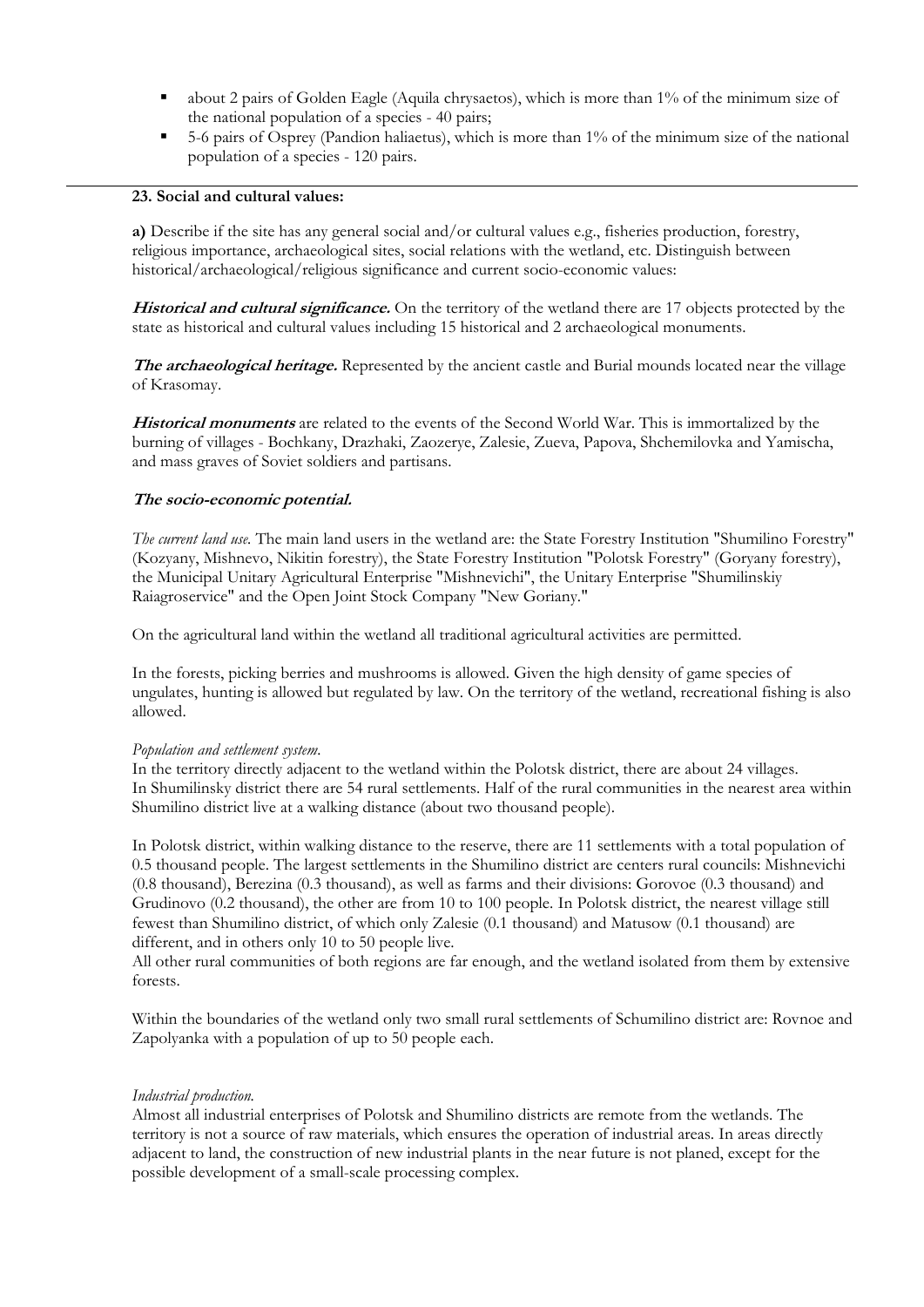- about 2 pairs of Golden Eagle (Aquila chrysaetos), which is more than 1% of the minimum size of the national population of a species - 40 pairs;
- 5-6 pairs of Osprey (Pandion haliaetus), which is more than 1% of the minimum size of the national population of a species - 120 pairs.

**23. Social and cultural values:**

**a)** Describe if the site has any general social and/or cultural values e.g., fisheries production, forestry, religious importance, archaeological sites, social relations with the wetland, etc. Distinguish between historical/archaeological/religious significance and current socio-economic values:

***Historical and cultural significance.*** On the territory of the wetland there are 17 objects protected by the state as historical and cultural values including 15 historical and 2 archaeological monuments.

***The archaeological heritage.*** Represented by the ancient castle and Burial mounds located near the village of Krasomay.

***Historical monuments*** are related to the events of the Second World War. This is immortalized by the burning of villages - Bochkany, Drazhaki, Zaozerye, Zalesie, Zueva, Papova, Shchemilovka and Yamischa, and mass graves of Soviet soldiers and partisans.

***The socio-economic potential.***

*The current land use.* The main land users in the wetland are: the State Forestry Institution "Shumilino Forestry" (Kozyany, Mishnevo, Nikitin forestry), the State Forestry Institution "Polotsk Forestry" (Goryany forestry), the Municipal Unitary Agricultural Enterprise "Mishnevichi", the Unitary Enterprise "Shumilinskiy Raiagroservice" and the Open Joint Stock Company "New Goriany."

On the agricultural land within the wetland all traditional agricultural activities are permitted.

In the forests, picking berries and mushrooms is allowed. Given the high density of game species of ungulates, hunting is allowed but regulated by law. On the territory of the wetland, recreational fishing is also allowed.

*Population and settlement system.*
In the territory directly adjacent to the wetland within the Polotsk district, there are about 24 villages. In Shumilinsky district there are 54 rural settlements. Half of the rural communities in the nearest area within Shumilino district live at a walking distance (about two thousand people).

In Polotsk district, within walking distance to the reserve, there are 11 settlements with a total population of 0.5 thousand people. The largest settlements in the Shumilino district are centers rural councils: Mishnevichi (0.8 thousand), Berezina (0.3 thousand), as well as farms and their divisions: Gorovoe (0.3 thousand) and Grudinovo (0.2 thousand), the other are from 10 to 100 people. In Polotsk district, the nearest village still fewest than Shumilino district, of which only Zalesie (0.1 thousand) and Matusow (0.1 thousand) are different, and in others only 10 to 50 people live.
All other rural communities of both regions are far enough, and the wetland isolated from them by extensive forests.

Within the boundaries of the wetland only two small rural settlements of Schumilino district are: Rovnoe and Zapolyanka with a population of up to 50 people each.

*Industrial production.*
Almost all industrial enterprises of Polotsk and Shumilino districts are remote from the wetlands. The territory is not a source of raw materials, which ensures the operation of industrial areas. In areas directly adjacent to land, the construction of new industrial plants in the near future is not planed, except for the possible development of a small-scale processing complex.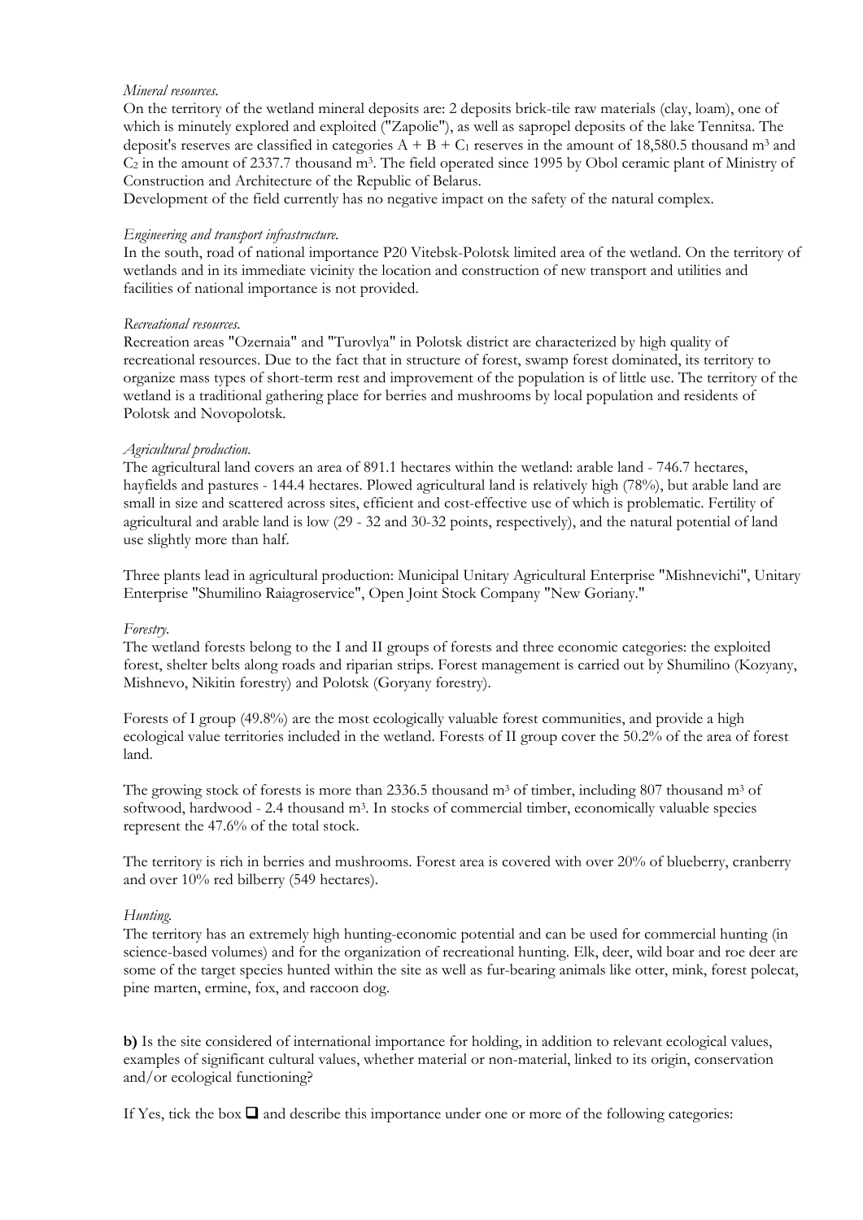*Mineral resources.*

On the territory of the wetland mineral deposits are: 2 deposits brick-tile raw materials (clay, loam), one of which is minutely explored and exploited ("Zapolie"), as well as sapropel deposits of the lake Tennitsa. The deposit's reserves are classified in categories $A + B + C_1$ reserves in the amount of 18,580.5 thousand $m^3$ and $C_2$ in the amount of 2337.7 thousand $m^3$. The field operated since 1995 by Obol ceramic plant of Ministry of Construction and Architecture of the Republic of Belarus.

Development of the field currently has no negative impact on the safety of the natural complex.

*Engineering and transport infrastructure.*

In the south, road of national importance P20 Vitebsk-Polotsk limited area of the wetland. On the territory of wetlands and in its immediate vicinity the location and construction of new transport and utilities and facilities of national importance is not provided.

*Recreational resources.*

Recreation areas "Ozernaia" and "Turovlya" in Polotsk district are characterized by high quality of recreational resources. Due to the fact that in structure of forest, swamp forest dominated, its territory to organize mass types of short-term rest and improvement of the population is of little use. The territory of the wetland is a traditional gathering place for berries and mushrooms by local population and residents of Polotsk and Novopolotsk.

*Agricultural production.*

The agricultural land covers an area of 891.1 hectares within the wetland: arable land - 746.7 hectares, hayfields and pastures - 144.4 hectares. Plowed agricultural land is relatively high (78%), but arable land are small in size and scattered across sites, efficient and cost-effective use of which is problematic. Fertility of agricultural and arable land is low (29 - 32 and 30-32 points, respectively), and the natural potential of land use slightly more than half.

Three plants lead in agricultural production: Municipal Unitary Agricultural Enterprise "Mishnevichi", Unitary Enterprise "Shumilino Raiagroservice", Open Joint Stock Company "New Goriany."

*Forestry.*

The wetland forests belong to the I and II groups of forests and three economic categories: the exploited forest, shelter belts along roads and riparian strips. Forest management is carried out by Shumilino (Kozyany, Mishnevo, Nikitin forestry) and Polotsk (Goryany forestry).

Forests of I group (49.8%) are the most ecologically valuable forest communities, and provide a high ecological value territories included in the wetland. Forests of II group cover the 50.2% of the area of forest land.

The growing stock of forests is more than 2336.5 thousand $m^3$ of timber, including 807 thousand $m^3$ of softwood, hardwood - 2.4 thousand $m^3$. In stocks of commercial timber, economically valuable species represent the 47.6% of the total stock.

The territory is rich in berries and mushrooms. Forest area is covered with over 20% of blueberry, cranberry and over 10% red bilberry (549 hectares).

*Hunting.*

The territory has an extremely high hunting-economic potential and can be used for commercial hunting (in science-based volumes) and for the organization of recreational hunting. Elk, deer, wild boar and roe deer are some of the target species hunted within the site as well as fur-bearing animals like otter, mink, forest polecat, pine marten, ermine, fox, and raccoon dog.

**b)** Is the site considered of international importance for holding, in addition to relevant ecological values, examples of significant cultural values, whether material or non-material, linked to its origin, conservation and/or ecological functioning?

If Yes, tick the box ❑ and describe this importance under one or more of the following categories: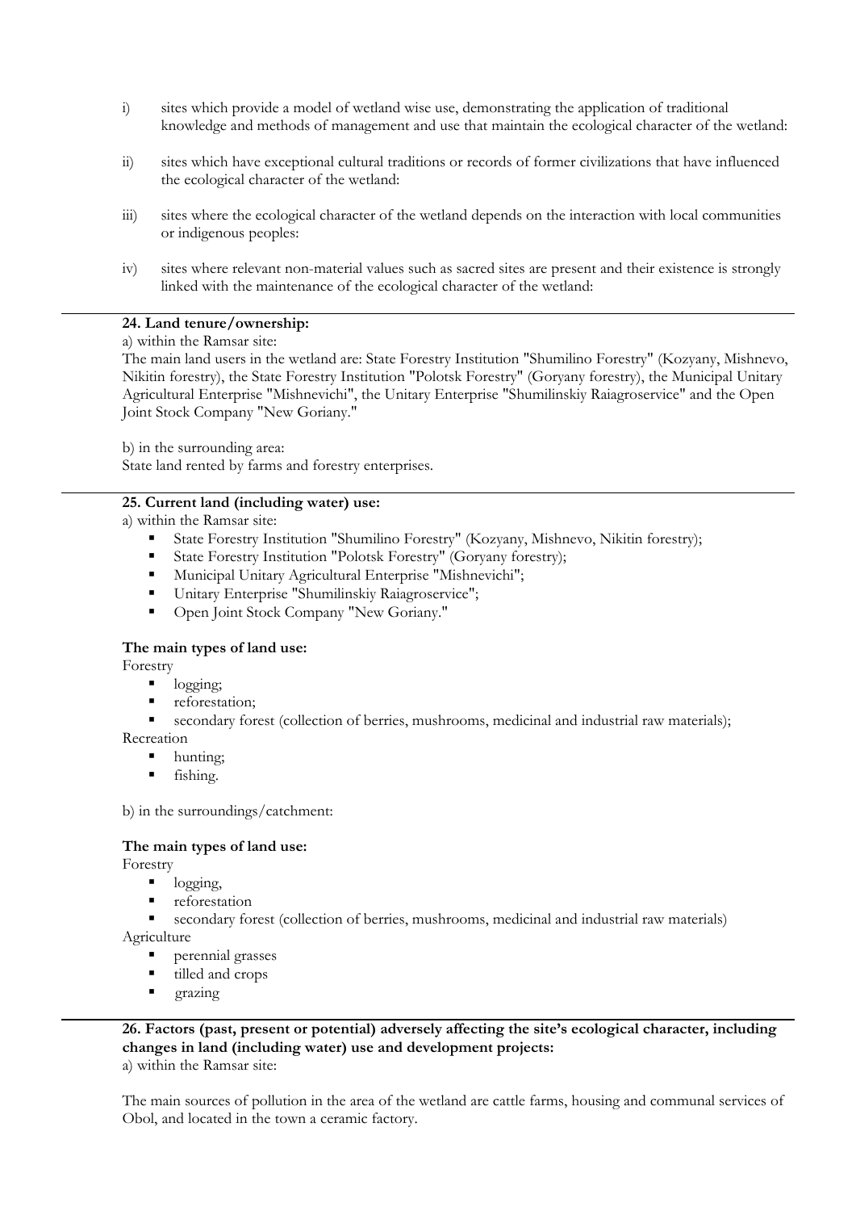i) sites which provide a model of wetland wise use, demonstrating the application of traditional knowledge and methods of management and use that maintain the ecological character of the wetland:

ii) sites which have exceptional cultural traditions or records of former civilizations that have influenced the ecological character of the wetland:

iii) sites where the ecological character of the wetland depends on the interaction with local communities or indigenous peoples:

iv) sites where relevant non-material values such as sacred sites are present and their existence is strongly linked with the maintenance of the ecological character of the wetland:

---

**24. Land tenure/ownership:**

a) within the Ramsar site:

The main land users in the wetland are: State Forestry Institution "Shumilino Forestry" (Kozyany, Mishnevo, Nikitin forestry), the State Forestry Institution "Polotsk Forestry" (Goryany forestry), the Municipal Unitary Agricultural Enterprise "Mishnevichi", the Unitary Enterprise "Shumilinskiy Raiagroservice" and the Open Joint Stock Company "New Goriany."

b) in the surrounding area:

State land rented by farms and forestry enterprises.

---

**25. Current land (including water) use:**

a) within the Ramsar site:

- State Forestry Institution "Shumilino Forestry" (Kozyany, Mishnevo, Nikitin forestry);
- State Forestry Institution "Polotsk Forestry" (Goryany forestry);
- Municipal Unitary Agricultural Enterprise "Mishnevichi";
- Unitary Enterprise "Shumilinskiy Raiagroservice";
- Open Joint Stock Company "New Goriany."

**The main types of land use:**

Forestry

- logging;
- reforestation;
- secondary forest (collection of berries, mushrooms, medicinal and industrial raw materials);

Recreation

- hunting;
- fishing.

b) in the surroundings/catchment:

**The main types of land use:**

Forestry

- logging,
- reforestation
- secondary forest (collection of berries, mushrooms, medicinal and industrial raw materials)

Agriculture

- perennial grasses
- tilled and crops
- grazing

---

**26. Factors (past, present or potential) adversely affecting the site's ecological character, including changes in land (including water) use and development projects:**

a) within the Ramsar site:

The main sources of pollution in the area of the wetland are cattle farms, housing and communal services of Obol, and located in the town a ceramic factory.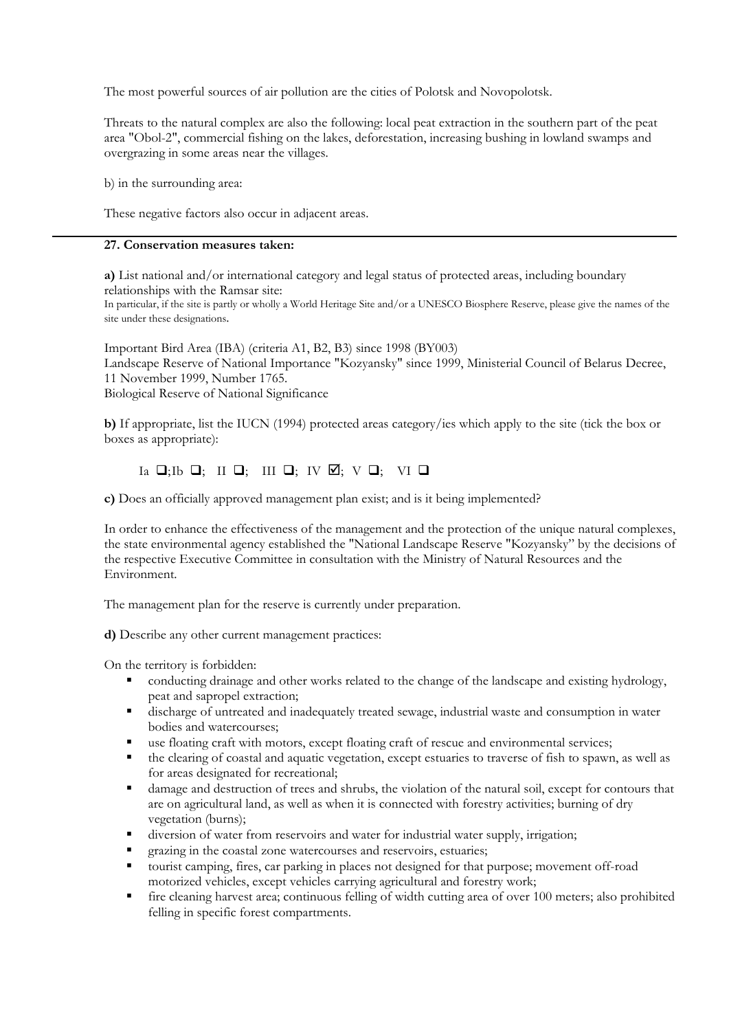The most powerful sources of air pollution are the cities of Polotsk and Novopolotsk.

Threats to the natural complex are also the following: local peat extraction in the southern part of the peat area "Obol-2", commercial fishing on the lakes, deforestation, increasing bushing in lowland swamps and overgrazing in some areas near the villages.

b) in the surrounding area:

These negative factors also occur in adjacent areas.

---

**27. Conservation measures taken:**

**a)** List national and/or international category and legal status of protected areas, including boundary relationships with the Ramsar site:
In particular, if the site is partly or wholly a World Heritage Site and/or a UNESCO Biosphere Reserve, please give the names of the site under these designations.

Important Bird Area (IBA) (criteria A1, B2, B3) since 1998 (BY003)
Landscape Reserve of National Importance "Kozyansky" since 1999, Ministerial Council of Belarus Decree, 11 November 1999, Number 1765.
Biological Reserve of National Significance

**b)** If appropriate, list the IUCN (1994) protected areas category/ies which apply to the site (tick the box or boxes as appropriate):

Ia ☐; Ib ☐; II ☐; III ☐; IV ☑; V ☐; VI ☐

**c)** Does an officially approved management plan exist; and is it being implemented?

In order to enhance the effectiveness of the management and the protection of the unique natural complexes, the state environmental agency established the "National Landscape Reserve "Kozyansky" by the decisions of the respective Executive Committee in consultation with the Ministry of Natural Resources and the Environment.

The management plan for the reserve is currently under preparation.

**d)** Describe any other current management practices:

On the territory is forbidden:

- conducting drainage and other works related to the change of the landscape and existing hydrology, peat and sapropel extraction;
- discharge of untreated and inadequately treated sewage, industrial waste and consumption in water bodies and watercourses;
- use floating craft with motors, except floating craft of rescue and environmental services;
- the clearing of coastal and aquatic vegetation, except estuaries to traverse of fish to spawn, as well as for areas designated for recreational;
- damage and destruction of trees and shrubs, the violation of the natural soil, except for contours that are on agricultural land, as well as when it is connected with forestry activities; burning of dry vegetation (burns);
- diversion of water from reservoirs and water for industrial water supply, irrigation;
- grazing in the coastal zone watercourses and reservoirs, estuaries;
- tourist camping, fires, car parking in places not designed for that purpose; movement off-road motorized vehicles, except vehicles carrying agricultural and forestry work;
- fire cleaning harvest area; continuous felling of width cutting area of over 100 meters; also prohibited felling in specific forest compartments.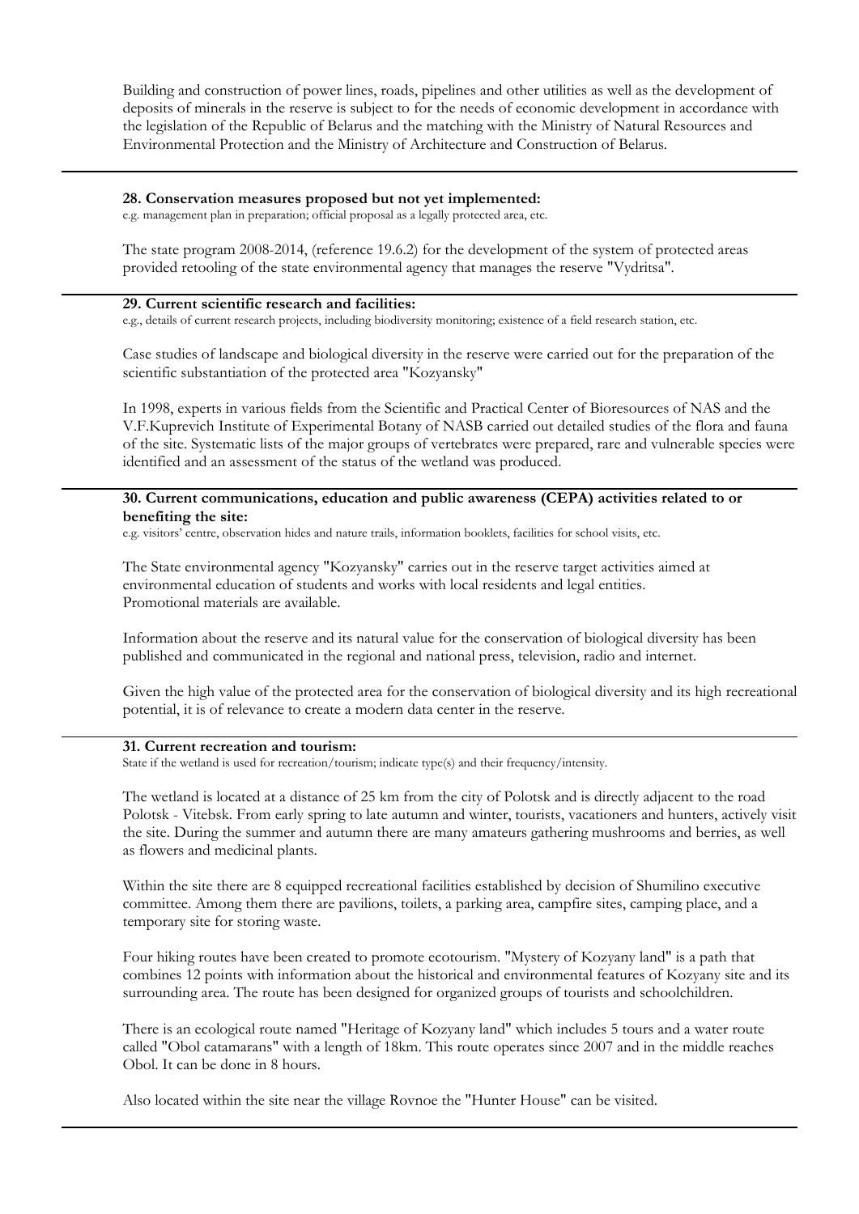Building and construction of power lines, roads, pipelines and other utilities as well as the development of deposits of minerals in the reserve is subject to for the needs of economic development in accordance with the legislation of the Republic of Belarus and the matching with the Ministry of Natural Resources and Environmental Protection and the Ministry of Architecture and Construction of Belarus.

---

**28. Conservation measures proposed but not yet implemented:**

e.g. management plan in preparation; official proposal as a legally protected area, etc.

The state program 2008-2014, (reference 19.6.2) for the development of the system of protected areas provided retooling of the state environmental agency that manages the reserve "Vydritsa".

---

**29. Current scientific research and facilities:**

e.g., details of current research projects, including biodiversity monitoring; existence of a field research station, etc.

Case studies of landscape and biological diversity in the reserve were carried out for the preparation of the scientific substantiation of the protected area "Kozyansky"

In 1998, experts in various fields from the Scientific and Practical Center of Bioresources of NAS and the V.F.Kuprevich Institute of Experimental Botany of NASB carried out detailed studies of the flora and fauna of the site. Systematic lists of the major groups of vertebrates were prepared, rare and vulnerable species were identified and an assessment of the status of the wetland was produced.

---

**30. Current communications, education and public awareness (CEPA) activities related to or benefiting the site:**

e.g. visitors' centre, observation hides and nature trails, information booklets, facilities for school visits, etc.

The State environmental agency "Kozyansky" carries out in the reserve target activities aimed at environmental education of students and works with local residents and legal entities.
Promotional materials are available.

Information about the reserve and its natural value for the conservation of biological diversity has been published and communicated in the regional and national press, television, radio and internet.

Given the high value of the protected area for the conservation of biological diversity and its high recreational potential, it is of relevance to create a modern data center in the reserve.

---

**31. Current recreation and tourism:**

State if the wetland is used for recreation/tourism; indicate type(s) and their frequency/intensity.

The wetland is located at a distance of 25 km from the city of Polotsk and is directly adjacent to the road Polotsk - Vitebsk. From early spring to late autumn and winter, tourists, vacationers and hunters, actively visit the site. During the summer and autumn there are many amateurs gathering mushrooms and berries, as well as flowers and medicinal plants.

Within the site there are 8 equipped recreational facilities established by decision of Shumilino executive committee. Among them there are pavilions, toilets, a parking area, campfire sites, camping place, and a temporary site for storing waste.

Four hiking routes have been created to promote ecotourism. "Mystery of Kozyany land" is a path that combines 12 points with information about the historical and environmental features of Kozyany site and its surrounding area. The route has been designed for organized groups of tourists and schoolchildren.

There is an ecological route named "Heritage of Kozyany land" which includes 5 tours and a water route called "Obol catamarans" with a length of 18km. This route operates since 2007 and in the middle reaches Obol. It can be done in 8 hours.

Also located within the site near the village Rovnoe the "Hunter House" can be visited.

---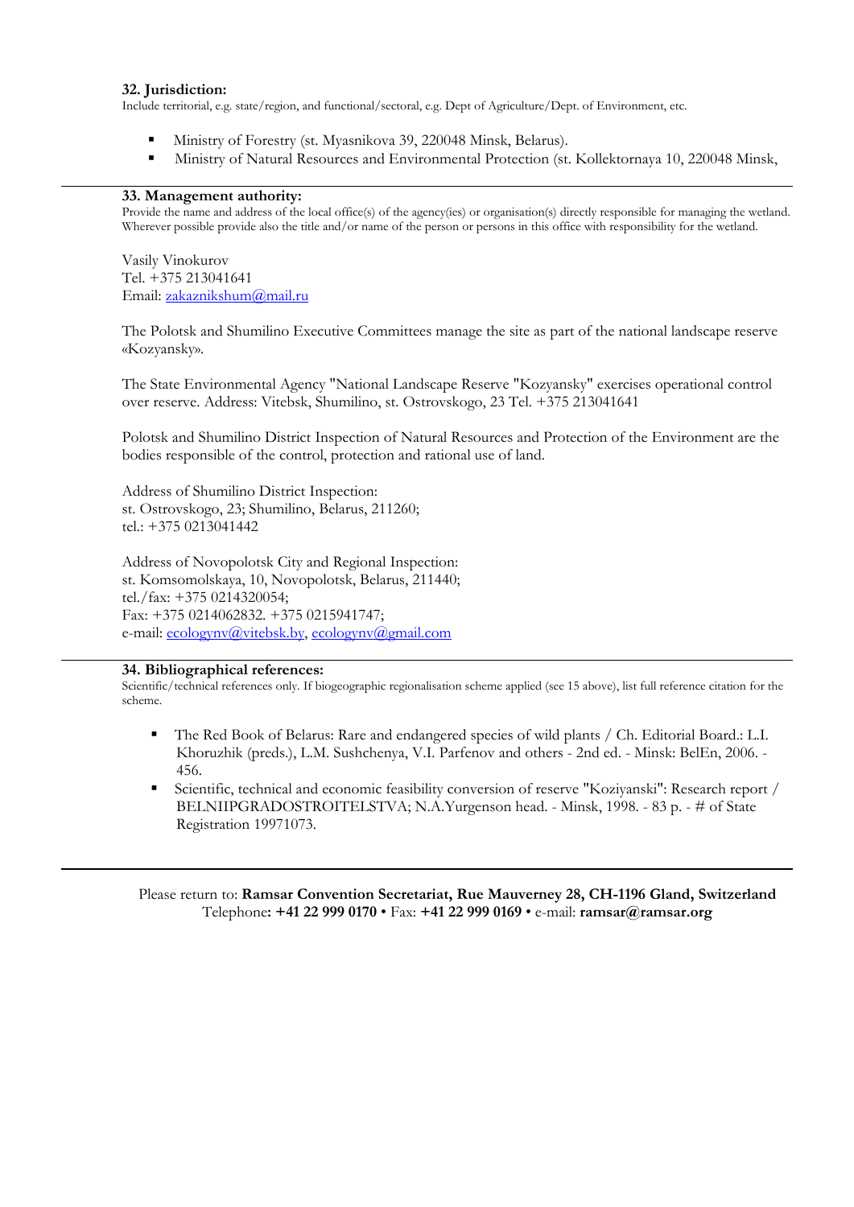**32. Jurisdiction:**

Include territorial, e.g. state/region, and functional/sectoral, e.g. Dept of Agriculture/Dept. of Environment, etc.

- Ministry of Forestry (st. Myasnikova 39, 220048 Minsk, Belarus).
- Ministry of Natural Resources and Environmental Protection (st. Kollektornaya 10, 220048 Minsk,

---

**33. Management authority:**

Provide the name and address of the local office(s) of the agency(ies) or organisation(s) directly responsible for managing the wetland. Wherever possible provide also the title and/or name of the person or persons in this office with responsibility for the wetland.

Vasily Vinokurov
Tel. +375 213041641
Email: zakaznikshum@mail.ru

The Polotsk and Shumilino Executive Committees manage the site as part of the national landscape reserve «Kozyansky».

The State Environmental Agency "National Landscape Reserve "Kozyansky" exercises operational control over reserve. Address: Vitebsk, Shumilino, st. Ostrovskogo, 23 Tel. +375 213041641

Polotsk and Shumilino District Inspection of Natural Resources and Protection of the Environment are the bodies responsible of the control, protection and rational use of land.

Address of Shumilino District Inspection:
st. Ostrovskogo, 23; Shumilino, Belarus, 211260;
tel.: +375 0213041442

Address of Novopolotsk City and Regional Inspection:
st. Komsomolskaya, 10, Novopolotsk, Belarus, 211440;
tel./fax: +375 0214320054;
Fax: +375 0214062832. +375 0215941747;
e-mail: ecologynv@vitebsk.by, ecologynv@gmail.com

---

**34. Bibliographical references:**

Scientific/technical references only. If biogeographic regionalisation scheme applied (see 15 above), list full reference citation for the scheme.

- The Red Book of Belarus: Rare and endangered species of wild plants / Ch. Editorial Board.: L.I. Khoruzhik (preds.), L.M. Sushchenya, V.I. Parfenov and others - 2nd ed. - Minsk: BelEn, 2006. - 456.
- Scientific, technical and economic feasibility conversion of reserve "Koziyanski": Research report / BELNIIPGRADOSTROITELSTVA; N.A.Yurgenson head. - Minsk, 1998. - 83 p. - # of State Registration 19971073.

---

Please return to: **Ramsar Convention Secretariat, Rue Mauverney 28, CH-1196 Gland, Switzerland**
Telephone**: +41 22 999 0170** • Fax: **+41 22 999 0169** • e-mail: **ramsar@ramsar.org**